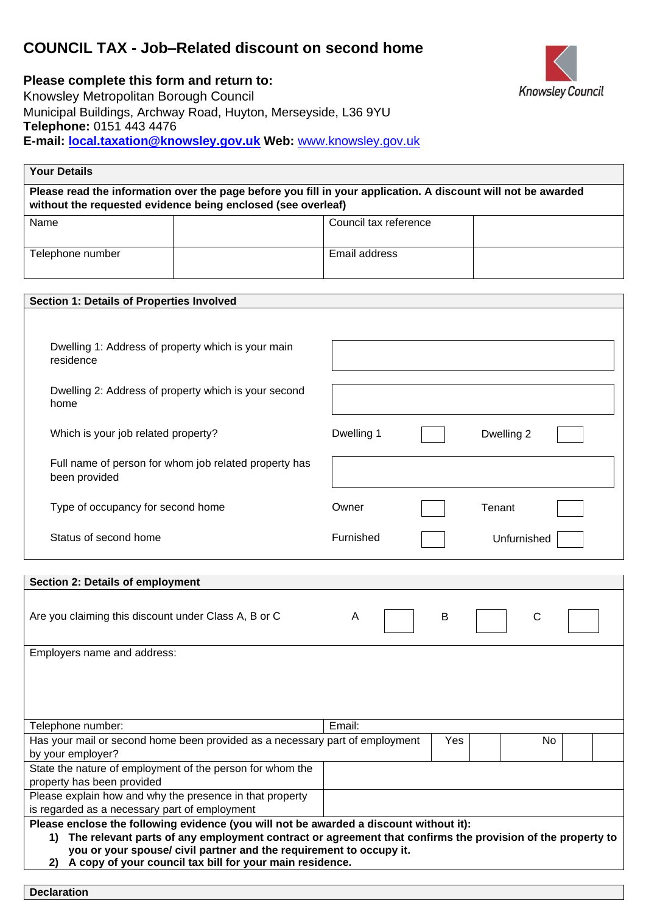# COUNCIL TAX - Job–Related discount on second home

**Please complete this form and return to:**
Knowsley Metropolitan Borough Council
Municipal Buildings, Archway Road, Huyton, Merseyside, L36 9YU
**Telephone:** 0151 443 4476
**E-mail:** **local.taxation@knowsley.gov.uk** **Web:** www.knowsley.gov.uk

Knowsley Council

| **Your Details** | | | |
|---|---|---|---|
| **Please read the information over the page before you fill in your application. A discount will not be awarded without the requested evidence being enclosed (see overleaf)** | | | |
| Name | | Council tax reference | |
| Telephone number | | Email address | |

| **Section 1: Details of Properties Involved** | | | | |
|---|---|---|---|---|
| Dwelling 1: Address of property which is your main residence | | | | |
| Dwelling 2: Address of property which is your second home | | | | |
| Which is your job related property? | Dwelling 1 | ☐ | Dwelling 2 | ☐ |
| Full name of person for whom job related property has been provided | | | | |
| Type of occupancy for second home | Owner | ☐ | Tenant | ☐ |
| Status of second home | Furnished | ☐ | Unfurnished | ☐ |

| **Section 2: Details of employment** | | | | | | |
|---|---|---|---|---|---|---|
| Are you claiming this discount under Class A, B or C | A | ☐ | B | ☐ | C | ☐ |
| Employers name and address: | | | | | | |
| Telephone number: | Email: | | | | | |
| Has your mail or second home been provided as a necessary part of employment by your employer? | Yes | ☐ | No | ☐ | | |
| State the nature of employment of the person for whom the property has been provided | | | | | | |
| Please explain how and why the presence in that property is regarded as a necessary part of employment | | | | | | |

**Please enclose the following evidence (you will not be awarded a discount without it):**

1) **The relevant parts of any employment contract or agreement that confirms the provision of the property to you or your spouse/ civil partner and the requirement to occupy it.**
2) **A copy of your council tax bill for your main residence.**

**Declaration**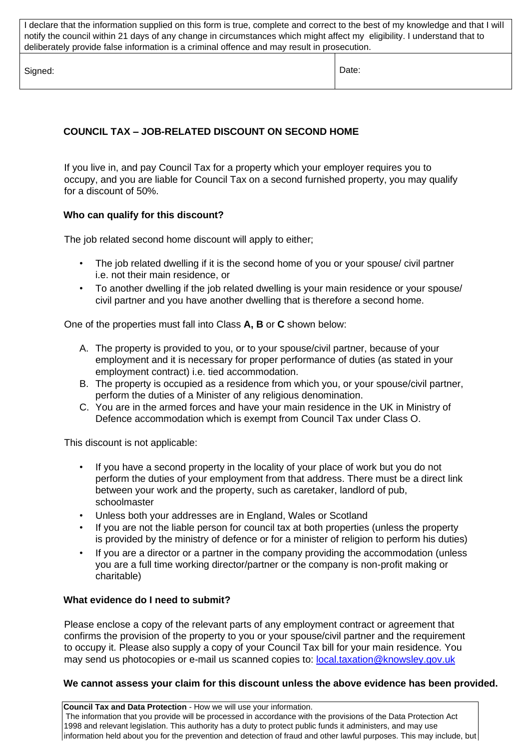| I declare that the information supplied on this form is true, complete and correct to the best of my knowledge and that I will notify the council within 21 days of any change in circumstances which might affect my eligibility. I understand that to deliberately provide false information is a criminal offence and may result in prosecution. | |
|---|---|
| Signed: | Date: |

## COUNCIL TAX – JOB-RELATED DISCOUNT ON SECOND HOME

If you live in, and pay Council Tax for a property which your employer requires you to occupy, and you are liable for Council Tax on a second furnished property, you may qualify for a discount of 50%.

### Who can qualify for this discount?

The job related second home discount will apply to either;

- The job related dwelling if it is the second home of you or your spouse/ civil partner i.e. not their main residence, or
- To another dwelling if the job related dwelling is your main residence or your spouse/ civil partner and you have another dwelling that is therefore a second home.

One of the properties must fall into Class **A, B** or **C** shown below:

A. The property is provided to you, or to your spouse/civil partner, because of your employment and it is necessary for proper performance of duties (as stated in your employment contract) i.e. tied accommodation.
B. The property is occupied as a residence from which you, or your spouse/civil partner, perform the duties of a Minister of any religious denomination.
C. You are in the armed forces and have your main residence in the UK in Ministry of Defence accommodation which is exempt from Council Tax under Class O.

This discount is not applicable:

- If you have a second property in the locality of your place of work but you do not perform the duties of your employment from that address. There must be a direct link between your work and the property, such as caretaker, landlord of pub, schoolmaster
- Unless both your addresses are in England, Wales or Scotland
- If you are not the liable person for council tax at both properties (unless the property is provided by the ministry of defence or for a minister of religion to perform his duties)
- If you are a director or a partner in the company providing the accommodation (unless you are a full time working director/partner or the company is non-profit making or charitable)

### What evidence do I need to submit?

Please enclose a copy of the relevant parts of any employment contract or agreement that confirms the provision of the property to you or your spouse/civil partner and the requirement to occupy it. Please also supply a copy of your Council Tax bill for your main residence. You may send us photocopies or e-mail us scanned copies to: local.taxation@knowsley.gov.uk

**We cannot assess your claim for this discount unless the above evidence has been provided.**

**Council Tax and Data Protection** - How we will use your information.
The information that you provide will be processed in accordance with the provisions of the Data Protection Act 1998 and relevant legislation. This authority has a duty to protect public funds it administers, and may use information held about you for the prevention and detection of fraud and other lawful purposes. This may include, but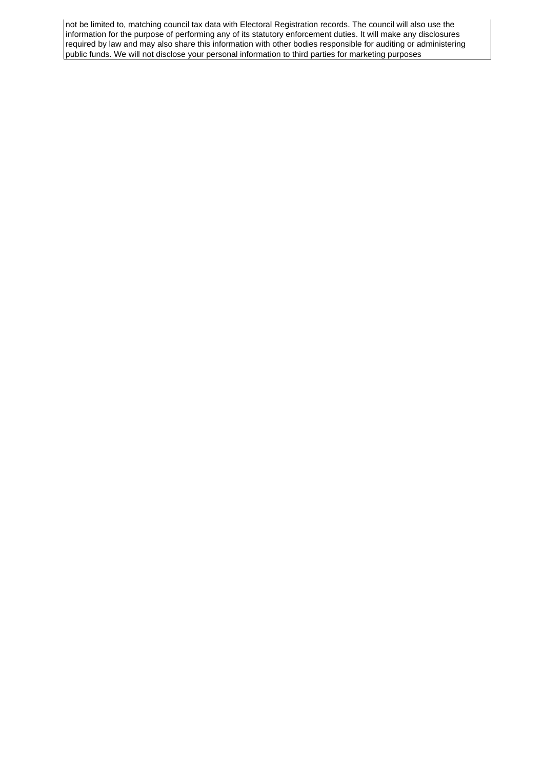not be limited to, matching council tax data with Electoral Registration records. The council will also use the information for the purpose of performing any of its statutory enforcement duties. It will make any disclosures required by law and may also share this information with other bodies responsible for auditing or administering public funds. We will not disclose your personal information to third parties for marketing purposes